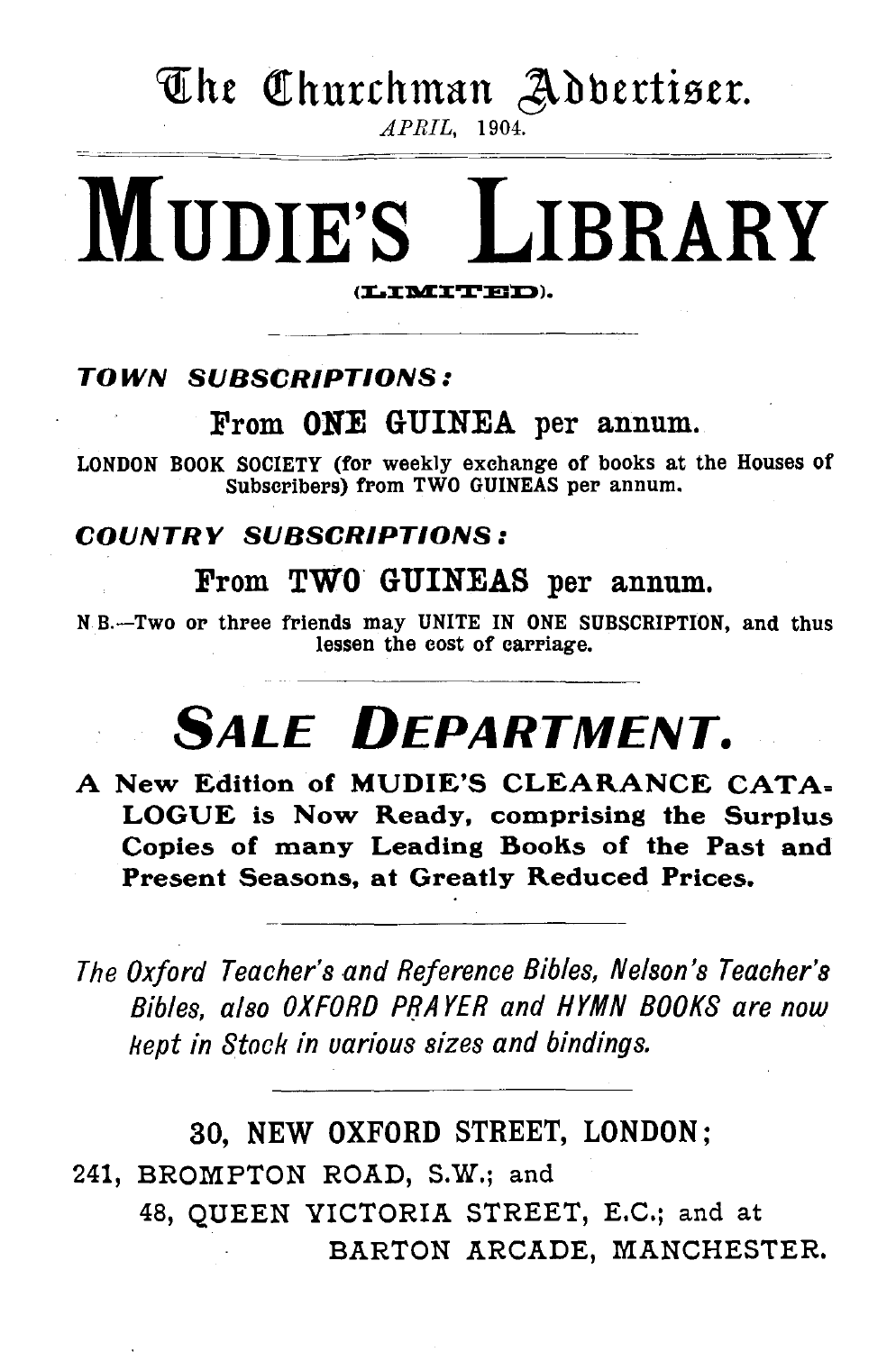# The Churchman Advertiser.

*APRIL*, 1904.

# MUDIE'S LIBRARY

(LIMITED).

***TOWN SUBSCRIPTIONS:***

**From ONE GUINEA per annum.**

LONDON BOOK SOCIETY (for weekly exchange of books at the Houses of Subscribers) from TWO GUINEAS per annum.

***COUNTRY SUBSCRIPTIONS:***

**From TWO GUINEAS per annum.**

N.B.—Two or three friends may UNITE IN ONE SUBSCRIPTION, and thus lessen the cost of carriage.

## *SALE DEPARTMENT.*

**A New Edition of MUDIE'S CLEARANCE CATALOGUE is Now Ready, comprising the Surplus Copies of many Leading Books of the Past and Present Seasons, at Greatly Reduced Prices.**

*The Oxford Teacher's and Reference Bibles, Nelson's Teacher's Bibles, also OXFORD PRAYER and HYMN BOOKS are now kept in Stock in various sizes and bindings.*

30, NEW OXFORD STREET, LONDON;
241, BROMPTON ROAD, S.W.; and
48, QUEEN VICTORIA STREET, E.C.; and at
BARTON ARCADE, MANCHESTER.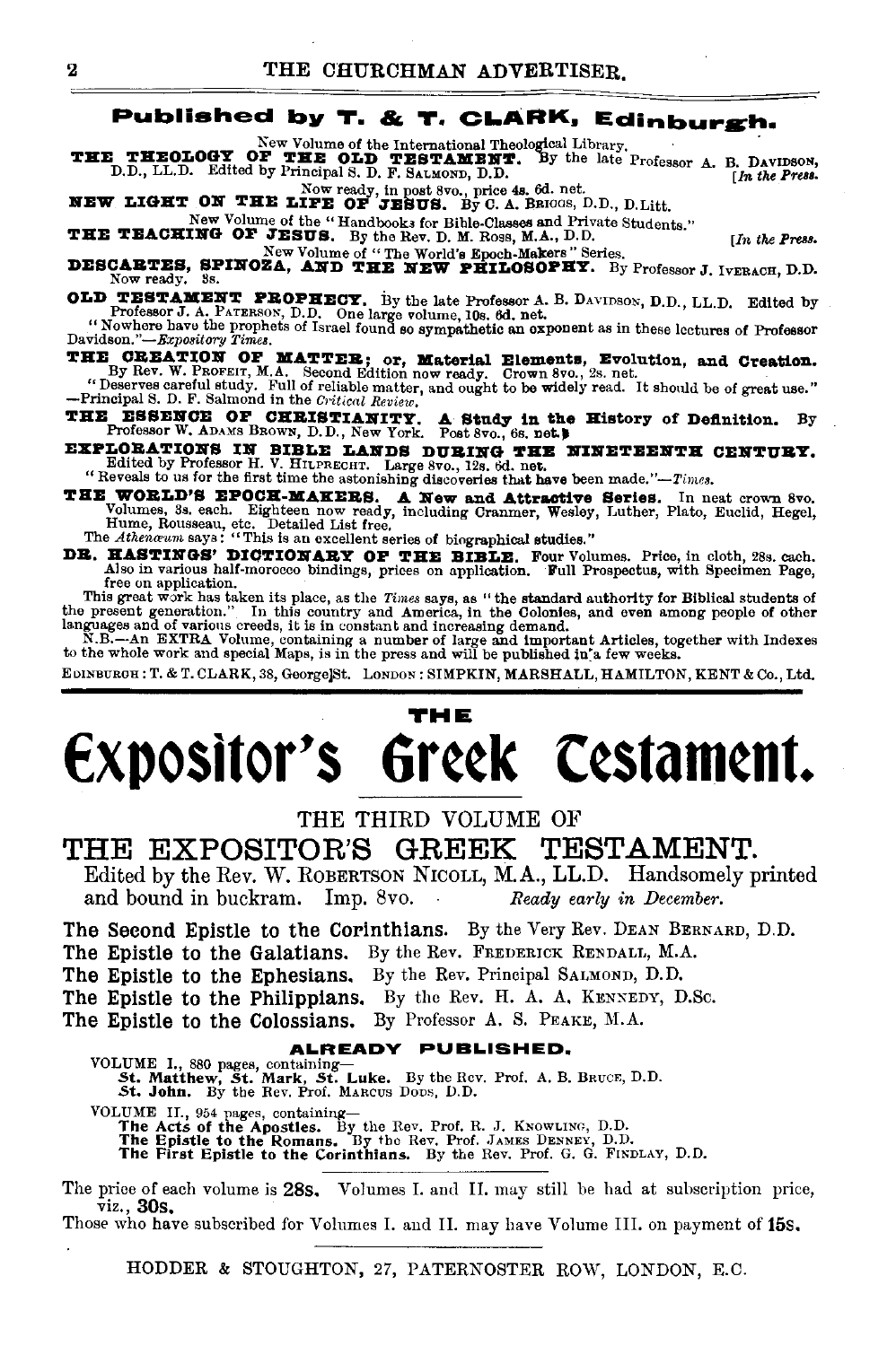## Published by T. & T. CLARK, Edinburgh.

New Volume of the International Theological Library.

**THE THEOLOGY OF THE OLD TESTAMENT.** By the late Professor A. B. DAVIDSON, D.D., LL.D. Edited by Principal S. D. F. SALMOND, D.D. *[In the Press.*

Now ready, in post 8vo., price 4s. 6d. net.

**NEW LIGHT ON THE LIFE OF JESUS.** By C. A. BRIGGS, D.D., D.Litt.

New Volume of the "Handbooks for Bible-Classes and Private Students."

**THE TEACHING OF JESUS.** By the Rev. D. M. ROSS, M.A., D.D. *[In the Press.*

New Volume of "The World's Epoch-Makers" Series.

**DESCARTES, SPINOZA, AND THE NEW PHILOSOPHY.** By Professor J. IVERACH, D.D. Now ready. 3s.

**OLD TESTAMENT PROPHECY.** By the late Professor A. B. DAVIDSON, D.D., LL.D. Edited by Professor J. A. PATERSON, D.D. One large volume, 10s. 6d. net.
"Nowhere have the prophets of Israel found so sympathetic an exponent as in these lectures of Professor Davidson."—*Expository Times.*

**THE CREATION OF MATTER; or, Material Elements, Evolution, and Creation.** By Rev. W. PROFEIT, M.A. Second Edition now ready. Crown 8vo., 2s. net.
"Deserves careful study. Full of reliable matter, and ought to be widely read. It should be of great use."—Principal S. D. F. Salmond in the *Critical Review.*

**THE ESSENCE OF CHRISTIANITY. A Study in the History of Definition.** By Professor W. ADAMS BROWN, D.D., New York. Post 8vo., 6s. net.

**EXPLORATIONS IN BIBLE LANDS DURING THE NINETEENTH CENTURY.** Edited by Professor H. V. HILPRECHT. Large 8vo., 12s. 6d. net.
"Reveals to us for the first time the astonishing discoveries that have been made."—*Times.*

**THE WORLD'S EPOCH-MAKERS. A New and Attractive Series.** In neat crown 8vo. Volumes, 3s. each. Eighteen now ready, including Cranmer, Wesley, Luther, Plato, Euclid, Hegel, Hume, Rousseau, etc. Detailed List free.
The *Athenæum* says: "This is an excellent series of biographical studies."

**DR. HASTINGS' DICTIONARY OF THE BIBLE.** Four Volumes. Price, in cloth, 28s. each. Also in various half-morocco bindings, prices on application. Full Prospectus, with Specimen Page, free on application.

This great work has taken its place, as the *Times* says, as "the standard authority for Biblical students of the present generation." In this country and America, in the Colonies, and even among people of other languages and of various creeds, it is in constant and increasing demand.

N.B.—An EXTRA Volume, containing a number of large and important Articles, together with Indexes to the whole work and special Maps, is in the press and will be published in a few weeks.

EDINBURGH: T. & T. CLARK, 38, George St. LONDON: SIMPKIN, MARSHALL, HAMILTON, KENT & Co., Ltd.

---

# THE Expositor's Greek Testament.

## THE THIRD VOLUME OF THE EXPOSITOR'S GREEK TESTAMENT.

Edited by the Rev. W. ROBERTSON NICOLL, M.A., LL.D. Handsomely printed and bound in buckram. Imp. 8vo. *Ready early in December.*

**The Second Epistle to the Corinthians.** By the Very Rev. DEAN BERNARD, D.D.
**The Epistle to the Galatians.** By the Rev. FREDERICK RENDALL, M.A.
**The Epistle to the Ephesians.** By the Rev. Principal SALMOND, D.D.
**The Epistle to the Philippians.** By the Rev. H. A. A. KENNEDY, D.Sc.
**The Epistle to the Colossians.** By Professor A. S. PEAKE, M.A.

### ALREADY PUBLISHED.

VOLUME I., 880 pages, containing—
**St. Matthew, St. Mark, St. Luke.** By the Rev. Prof. A. B. BRUCE, D.D.
**St. John.** By the Rev. Prof. MARCUS DODS, D.D.

VOLUME II., 954 pages, containing—
**The Acts of the Apostles.** By the Rev. Prof. R. J. KNOWLING, D.D.
**The Epistle to the Romans.** By the Rev. Prof. JAMES DENNEY, D.D.
**The First Epistle to the Corinthians.** By the Rev. Prof. G. G. FINDLAY, D.D.

The price of each volume is **28s.** Volumes I. and II. may still be had at subscription price, viz., **30s.**

Those who have subscribed for Volumes I. and II. may have Volume III. on payment of **15s.**

HODDER & STOUGHTON, 27, PATERNOSTER ROW, LONDON, E.C.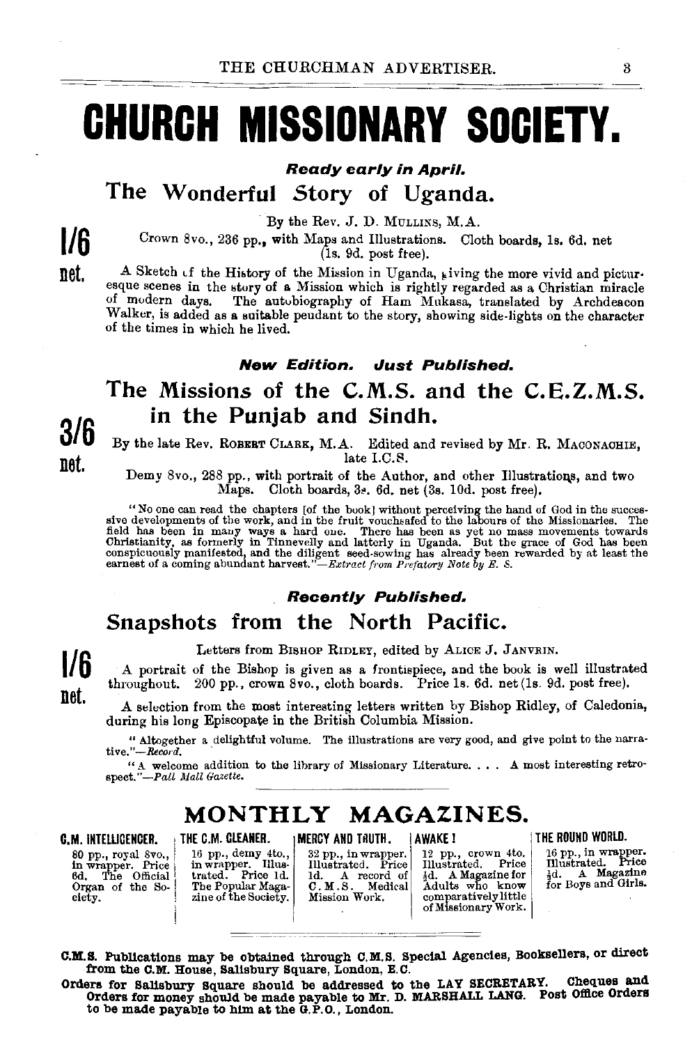# CHURCH MISSIONARY SOCIETY.

***Ready early in April.***

## The Wonderful Story of Uganda.

**1/6 net.**

By the Rev. J. D. MULLINS, M.A.

Crown 8vo., 236 pp., with Maps and Illustrations. Cloth boards, 1s. 6d. net (1s. 9d. post free).

A Sketch of the History of the Mission in Uganda, giving the more vivid and picturesque scenes in the story of a Mission which is rightly regarded as a Christian miracle of modern days. The autobiography of Ham Mukasa, translated by Archdeacon Walker, is added as a suitable pendant to the story, showing side-lights on the character of the times in which he lived.

***New Edition. Just Published.***

## The Missions of the C.M.S. and the C.E.Z.M.S. in the Punjab and Sindh.

**3/6 net.**

By the late Rev. ROBERT CLARK, M.A. Edited and revised by Mr. R. MACONACHIE, late I.C.S.

Demy 8vo., 288 pp., with portrait of the Author, and other Illustrations, and two Maps. Cloth boards, 3s. 6d. net (3s. 10d. post free).

"No one can read the chapters [of the book] without perceiving the hand of God in the successive developments of the work, and in the fruit vouchsafed to the labours of the Missionaries. The field has been in many ways a hard one. There has been as yet no mass movements towards Christianity, as formerly in Tinnevelly and latterly in Uganda. But the grace of God has been conspicuously manifested, and the diligent seed-sowing has already been rewarded by at least the earnest of a coming abundant harvest."—*Extract from Prefatory Note by E. S.*

***Recently Published.***

## Snapshots from the North Pacific.

**1/6 net.**

Letters from BISHOP RIDLEY, edited by ALICE J. JANVRIN.

A portrait of the Bishop is given as a frontispiece, and the book is well illustrated throughout. 200 pp., crown 8vo., cloth boards. Price 1s. 6d. net (1s. 9d. post free).

A selection from the most interesting letters written by Bishop Ridley, of Caledonia, during his long Episcopate in the British Columbia Mission.

"Altogether a delightful volume. The illustrations are very good, and give point to the narrative."—*Record.*

"A welcome addition to the library of Missionary Literature. . . . A most interesting retrospect."—*Pall Mall Gazette.*

## MONTHLY MAGAZINES.

**C.M. INTELLIGENCER.** 80 pp., royal 8vo., in wrapper. Price 6d. The Official Organ of the Society.

**THE C.M. GLEANER.** 16 pp., demy 4to., in wrapper. Illustrated. Price 1d. The Popular Magazine of the Society.

**MERCY AND TRUTH.** 32 pp., in wrapper. Illustrated. Price 1d. A record of C.M.S. Medical Mission Work.

**AWAKE!** 12 pp., crown 4to. Illustrated. Price ½d. A Magazine for Adults who know comparatively little of Missionary Work.

**THE ROUND WORLD.** 16 pp., in wrapper. Illustrated. Price ½d. A Magazine for Boys and Girls.

**C.M.S. Publications may be obtained through C.M.S. Special Agencies, Booksellers, or direct from the C.M. House, Salisbury Square, London, E.C.**

**Orders for Salisbury Square should be addressed to the LAY SECRETARY. Cheques and Orders for money should be made payable to Mr. D. MARSHALL LANG. Post Office Orders to be made payable to him at the G.P.O., London.**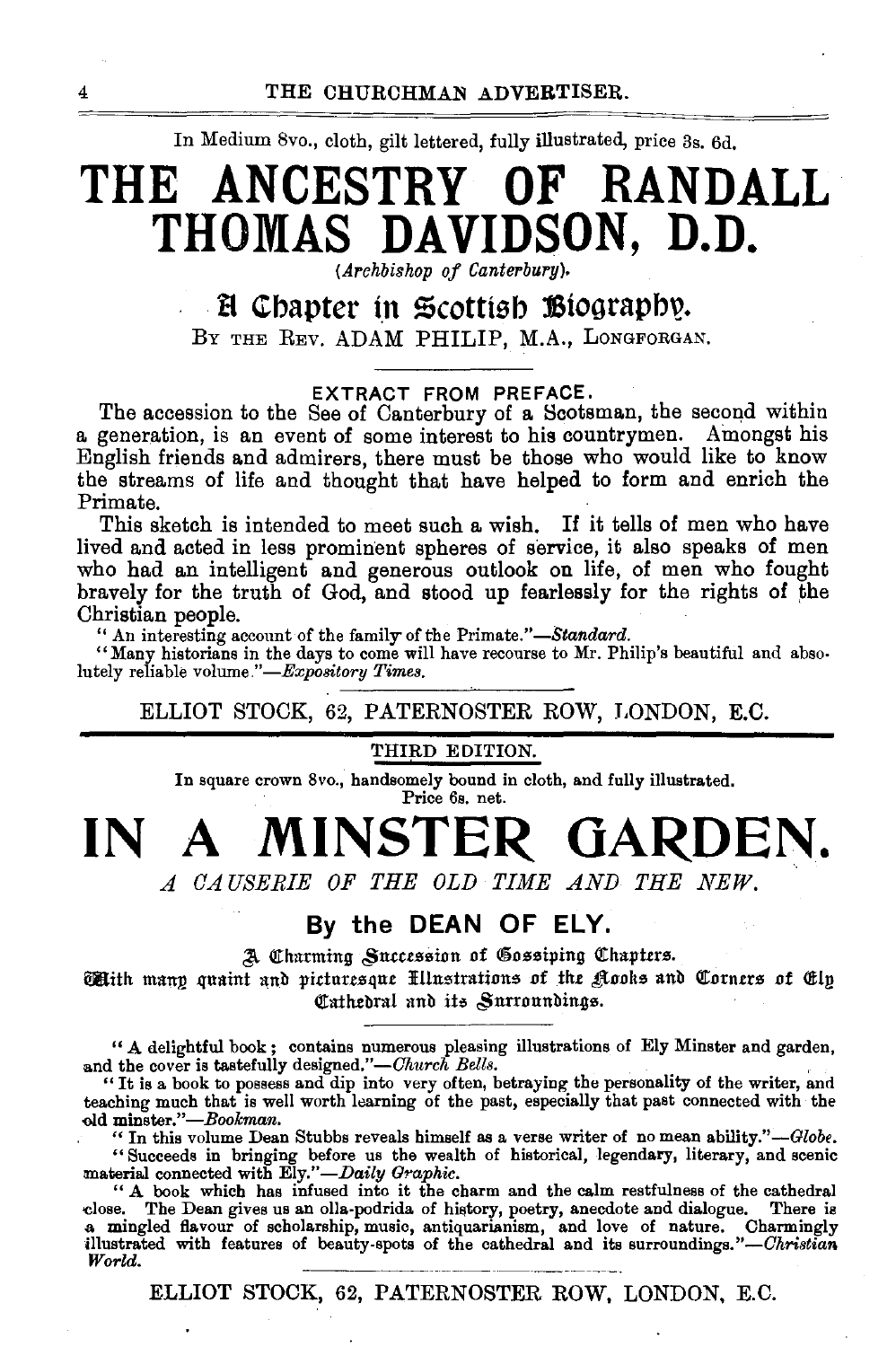In Medium 8vo., cloth, gilt lettered, fully illustrated, price 3s. 6d.

# THE ANCESTRY OF RANDALL THOMAS DAVIDSON, D.D.

*(Archbishop of Canterbury).*

## A Chapter in Scottish Biography.

BY THE REV. ADAM PHILIP, M.A., LONGFORGAN.

EXTRACT FROM PREFACE.

The accession to the See of Canterbury of a Scotsman, the second within a generation, is an event of some interest to his countrymen. Amongst his English friends and admirers, there must be those who would like to know the streams of life and thought that have helped to form and enrich the Primate.

This sketch is intended to meet such a wish. If it tells of men who have lived and acted in less prominent spheres of service, it also speaks of men who had an intelligent and generous outlook on life, of men who fought bravely for the truth of God, and stood up fearlessly for the rights of the Christian people.

"An interesting account of the family of the Primate."—*Standard.*

"Many historians in the days to come will have recourse to Mr. Philip's beautiful and absolutely reliable volume."—*Expository Times.*

ELLIOT STOCK, 62, PATERNOSTER ROW, LONDON, E.C.

---

THIRD EDITION.

In square crown 8vo., handsomely bound in cloth, and fully illustrated.
Price 6s. net.

# IN A MINSTER GARDEN.

*A CAUSERIE OF THE OLD TIME AND THE NEW.*

## By the DEAN OF ELY.

A Charming Succession of Gossiping Chapters.

With many quaint and picturesque Illustrations of the Nooks and Corners of Ely Cathedral and its Surroundings.

"A delightful book; contains numerous pleasing illustrations of Ely Minster and garden, and the cover is tastefully designed."—*Church Bells.*

"It is a book to possess and dip into very often, betraying the personality of the writer, and teaching much that is well worth learning of the past, especially that past connected with the old minster."—*Bookman.*

"In this volume Dean Stubbs reveals himself as a verse writer of no mean ability."—*Globe.*

"Succeeds in bringing before us the wealth of historical, legendary, literary, and scenic material connected with Ely."—*Daily Graphic.*

"A book which has infused into it the charm and the calm restfulness of the cathedral close. The Dean gives us an olla-podrida of history, poetry, anecdote and dialogue. There is a mingled flavour of scholarship, music, antiquarianism, and love of nature. Charmingly illustrated with features of beauty-spots of the cathedral and its surroundings."—*Christian World.*

ELLIOT STOCK, 62, PATERNOSTER ROW, LONDON, E.C.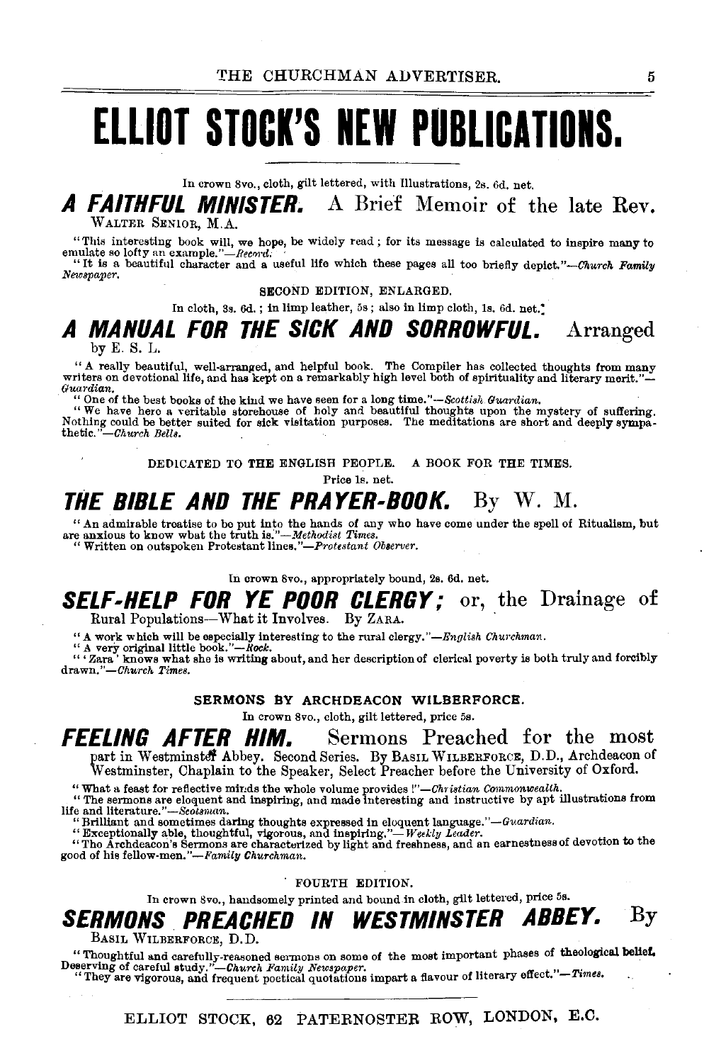# ELLIOT STOCK'S NEW PUBLICATIONS.

In crown 8vo., cloth, gilt lettered, with Illustrations, 2s. 6d. net.

## *A FAITHFUL MINISTER.* A Brief Memoir of the late Rev. Walter Senior, M.A.

"This interesting book will, we hope, be widely read; for its message is calculated to inspire many to emulate so lofty an example."—*Record.*

"It is a beautiful character and a useful life which these pages all too briefly depict."—*Church Family Newspaper.*

SECOND EDITION, ENLARGED.

In cloth, 3s. 6d.; in limp leather, 5s; also in limp cloth, 1s. 6d. net.

## *A MANUAL FOR THE SICK AND SORROWFUL.* Arranged by E. S. L.

"A really beautiful, well-arranged, and helpful book. The Compiler has collected thoughts from many writers on devotional life, and has kept on a remarkably high level both of spirituality and literary merit."—*Guardian.*

"One of the best books of the kind we have seen for a long time."—*Scottish Guardian.*

"We have here a veritable storehouse of holy and beautiful thoughts upon the mystery of suffering. Nothing could be better suited for sick visitation purposes. The meditations are short and deeply sympathetic."—*Church Bells.*

DEDICATED TO THE ENGLISH PEOPLE. A BOOK FOR THE TIMES.

Price 1s. net.

## *THE BIBLE AND THE PRAYER-BOOK.* By W. M.

"An admirable treatise to be put into the hands of any who have come under the spell of Ritualism, but are anxious to know what the truth is."—*Methodist Times.*

"Written on outspoken Protestant lines."—*Protestant Observer.*

In crown 8vo., appropriately bound, 2s. 6d. net.

## *SELF-HELP FOR YE POOR CLERGY;* or, the Drainage of Rural Populations—What it Involves. By Zara.

"A work which will be especially interesting to the rural clergy."—*English Churchman.*

"A very original little book."—*Rock.*

"'Zara' knows what she is writing about, and her description of clerical poverty is both truly and forcibly drawn."—*Church Times.*

**SERMONS BY ARCHDEACON WILBERFORCE.**

In crown 8vo., cloth, gilt lettered, price 5s.

## *FEELING AFTER HIM.* Sermons Preached for the most part in Westminster Abbey. Second Series. By Basil Wilberforce, D.D., Archdeacon of Westminster, Chaplain to the Speaker, Select Preacher before the University of Oxford.

"What a feast for reflective minds the whole volume provides!"—*Christian Commonwealth.*

"The sermons are eloquent and inspiring, and made interesting and instructive by apt illustrations from life and literature."—*Scotsman.*

"Brilliant and sometimes daring thoughts expressed in eloquent language."—*Guardian.*

"Exceptionally able, thoughtful, vigorous, and inspiring."—*Weekly Leader.*

"The Archdeacon's Sermons are characterized by light and freshness, and an earnestness of devotion to the good of his fellow-men."—*Family Churchman.*

FOURTH EDITION.

In crown 8vo., handsomely printed and bound in cloth, gilt lettered, price 5s.

## *SERMONS PREACHED IN WESTMINSTER ABBEY.* By Basil Wilberforce, D.D.

"Thoughtful and carefully-reasoned sermons on some of the most important phases of theological belief. Deserving of careful study."—*Church Family Newspaper.*

"They are vigorous, and frequent poetical quotations impart a flavour of literary effect."—*Times.*

ELLIOT STOCK, 62 PATERNOSTER ROW, LONDON, E.C.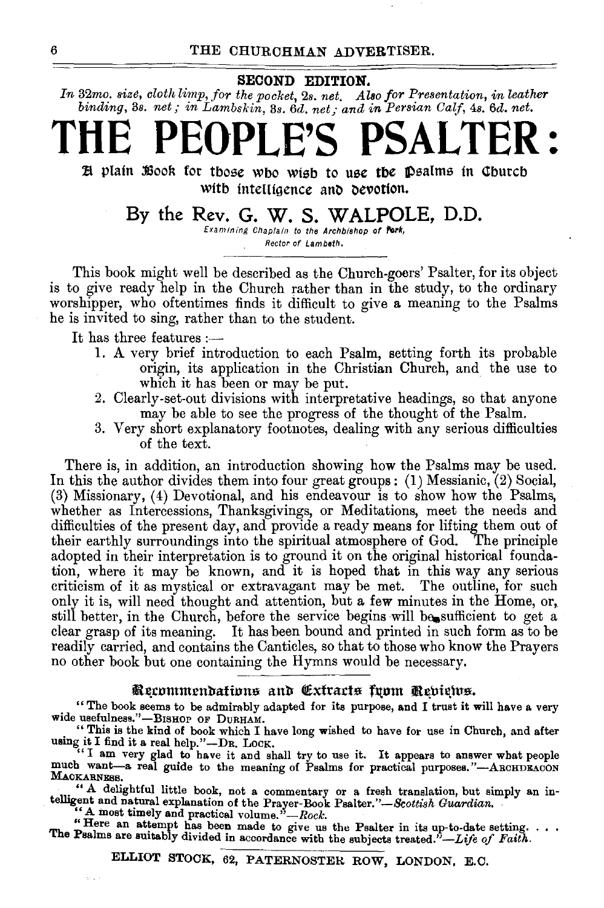**SECOND EDITION.**

*In 32mo. size, cloth limp, for the pocket,* 2s. *net. Also for Presentation, in leather binding,* 3s. *net; in Lambskin,* 3s. 6d. *net; and in Persian Calf,* 4s. 6d. *net.*

# THE PEOPLE'S PSALTER:

## A plain Book for those who wish to use the Psalms in Church with intelligence and devotion.

### By the Rev. G. W. S. WALPOLE, D.D.

*Examining Chaplain to the Archbishop of York,*
*Rector of Lambeth.*

This book might well be described as the Church-goers' Psalter, for its object is to give ready help in the Church rather than in the study, to the ordinary worshipper, who oftentimes finds it difficult to give a meaning to the Psalms he is invited to sing, rather than to the student.

It has three features :—

1. A very brief introduction to each Psalm, setting forth its probable origin, its application in the Christian Church, and the use to which it has been or may be put.
2. Clearly-set-out divisions with interpretative headings, so that anyone may be able to see the progress of the thought of the Psalm.
3. Very short explanatory footnotes, dealing with any serious difficulties of the text.

There is, in addition, an introduction showing how the Psalms may be used. In this the author divides them into four great groups: (1) Messianic, (2) Social, (3) Missionary, (4) Devotional, and his endeavour is to show how the Psalms, whether as Intercessions, Thanksgivings, or Meditations, meet the needs and difficulties of the present day, and provide a ready means for lifting them out of their earthly surroundings into the spiritual atmosphere of God. The principle adopted in their interpretation is to ground it on the original historical foundation, where it may be known, and it is hoped that in this way any serious criticism of it as mystical or extravagant may be met. The outline, for such only it is, will need thought and attention, but a few minutes in the Home, or, still better, in the Church, before the service begins will be sufficient to get a clear grasp of its meaning. It has been bound and printed in such form as to be readily carried, and contains the Canticles, so that to those who know the Prayers no other book but one containing the Hymns would be necessary.

---

**Recommendations and Extracts from Reviews.**

"The book seems to be admirably adapted for its purpose, and I trust it will have a very wide usefulness."—BISHOP OF DURHAM.

"This is the kind of book which I have long wished to have for use in Church, and after using it I find it a real help."—DR. LOCK.

"I am very glad to have it and shall try to use it. It appears to answer what people much want—a real guide to the meaning of Psalms for practical purposes."—ARCHDEACON MACKARNESS.

"A delightful little book, not a commentary or a fresh translation, but simply an intelligent and natural explanation of the Prayer-Book Psalter."—*Scottish Guardian.*

"A most timely and practical volume."—*Rock.*

"Here an attempt has been made to give us the Psalter in its up-to-date setting. . . . The Psalms are suitably divided in accordance with the subjects treated."—*Life of Faith.*

ELLIOT STOCK, 62, PATERNOSTER ROW, LONDON, E.C.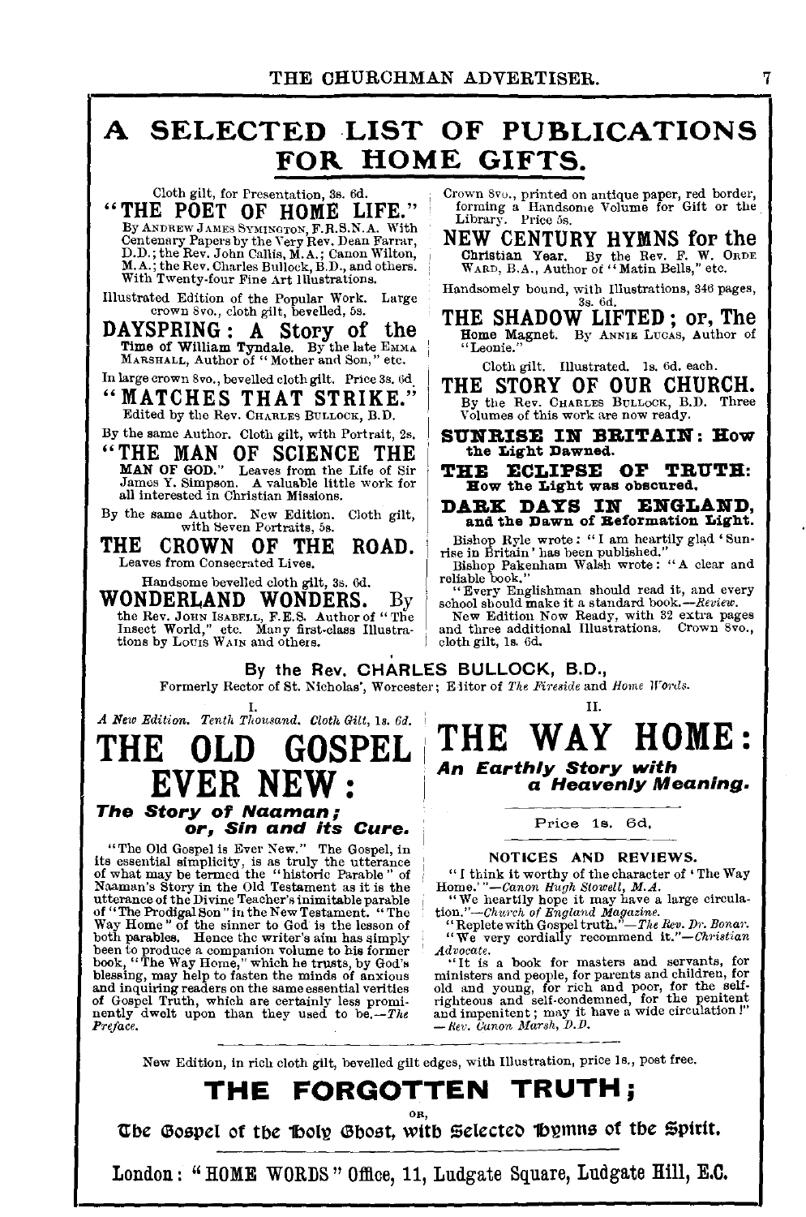# A SELECTED LIST OF PUBLICATIONS FOR HOME GIFTS.

Cloth gilt, for Presentation, 3s. 6d.

## "THE POET OF HOME LIFE."

By ANDREW JAMES SYMINGTON, F.R.S.N.A. With Centenary Papers by the Very Rev. Dean Farrar, D.D.; the Rev. John Callis, M.A.; Canon Wilton, M.A.; the Rev. Charles Bullock, B.D., and others. With Twenty-four Fine Art Illustrations.

Illustrated Edition of the Popular Work. Large crown 8vo., cloth gilt, bevelled, 5s.

## DAYSPRING: A Story of the Time of William Tyndale.

By the late EMMA MARSHALL, Author of "Mother and Son," etc.

In large crown 8vo., bevelled cloth gilt. Price 3s. 6d.

## "MATCHES THAT STRIKE."

Edited by the Rev. CHARLES BULLOCK, B.D.

By the same Author. Cloth gilt, with Portrait, 2s.

## "THE MAN OF SCIENCE THE MAN OF GOD."

Leaves from the Life of Sir James Y. Simpson. A valuable little work for all interested in Christian Missions.

By the same Author. New Edition. Cloth gilt, with Seven Portraits, 5s.

## THE CROWN OF THE ROAD.

Leaves from Consecrated Lives.

Handsome bevelled cloth gilt, 3s. 6d.

## WONDERLAND WONDERS.

By the Rev. JOHN ISABELL, F.E.S. Author of "The Insect World," etc. Many first-class Illustrations by LOUIS WAIN and others.

Crown 8vo., printed on antique paper, red border, forming a Handsome Volume for Gift or the Library. Price 5s.

## NEW CENTURY HYMNS for the Christian Year.

By the Rev. F. W. ORDE WARD, B.A., Author of "Matin Bells," etc.

Handsomely bound, with Illustrations, 346 pages, 3s. 6d.

## THE SHADOW LIFTED; or, The Home Magnet.

By ANNIE LUCAS, Author of "Leonie."

Cloth gilt. Illustrated. 1s. 6d. each.

## THE STORY OF OUR CHURCH.

By the Rev. CHARLES BULLOCK, B.D. Three Volumes of this work are now ready.

**SUNRISE IN BRITAIN: How the Light Dawned.**

**THE ECLIPSE OF TRUTH: How the Light was obscured.**

**DARK DAYS IN ENGLAND, and the Dawn of Reformation Light.**

Bishop Ryle wrote: "I am heartily glad 'Sunrise in Britain' has been published."

Bishop Pakenham Walsh wrote: "A clear and reliable book."

"Every Englishman should read it, and every school should make it a standard book.—*Review.*

New Edition Now Ready, with 32 extra pages and three additional Illustrations. Crown 8vo., cloth gilt, 1s. 6d.

---

## By the Rev. CHARLES BULLOCK, B.D.,

Formerly Rector of St. Nicholas', Worcester; Editor of *The Fireside* and *Home Words.*

### I.

*A New Edition. Tenth Thousand. Cloth Gilt, 1s. 6d.*

# THE OLD GOSPEL EVER NEW:

***The Story of Naaman; or, Sin and its Cure.***

"The Old Gospel is Ever New." The Gospel, in its essential simplicity, is as truly the utterance of what may be termed the "historic Parable" of Naaman's Story in the Old Testament as it is the utterance of the Divine Teacher's inimitable parable of "The Prodigal Son" in the New Testament. "The Way Home" of the sinner to God is the lesson of both parables. Hence the writer's aim has simply been to produce a companion volume to his former book, "The Way Home," which he trusts, by God's blessing, may help to fasten the minds of anxious and inquiring readers on the same essential verities of Gospel Truth, which are certainly less prominently dwelt upon than they used to be.—*The Preface.*

### II.

# THE WAY HOME:

***An Earthly Story with a Heavenly Meaning.***

Price 1s. 6d.

#### NOTICES AND REVIEWS.

"I think it worthy of the character of 'The Way Home.'"—*Canon Hugh Stowell, M.A.*

"We heartily hope it may have a large circulation."—*Church of England Magazine.*

"Replete with Gospel truth."—*The Rev. Dr. Bonar.*

"We very cordially recommend it."—*Christian Advocate.*

"It is a book for masters and servants, for ministers and people, for parents and children, for old and young, for rich and poor, for the self-righteous and self-condemned, for the penitent and impenitent; may it have a wide circulation!"—*Rev. Canon Marsh, D.D.*

---

New Edition, in rich cloth gilt, bevelled gilt edges, with Illustration, price 1s., post free.

# THE FORGOTTEN TRUTH;

OR,

**The Gospel of the Holy Ghost, with Selected Hymns of the Spirit.**

London: "HOME WORDS" Office, 11, Ludgate Square, Ludgate Hill, E.C.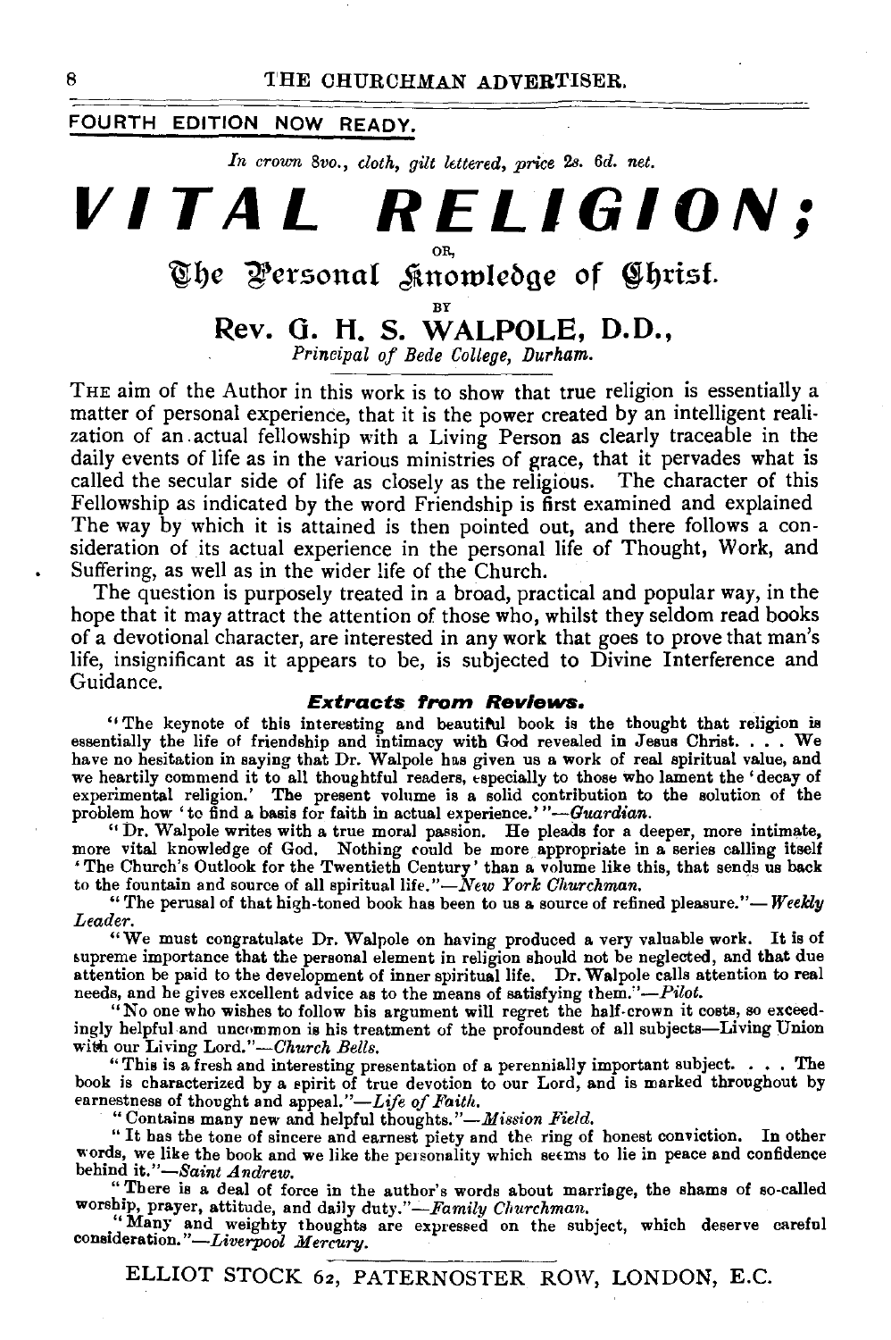FOURTH EDITION NOW READY.

*In crown 8vo., cloth, gilt lettered, price 2s. 6d. net.*

# VITAL RELIGION;

OR,

## The Personal Knowledge of Christ.

BY

## Rev. G. H. S. WALPOLE, D.D.,

*Principal of Bede College, Durham.*

THE aim of the Author in this work is to show that true religion is essentially a matter of personal experience, that it is the power created by an intelligent realization of an actual fellowship with a Living Person as clearly traceable in the daily events of life as in the various ministries of grace, that it pervades what is called the secular side of life as closely as the religious. The character of this Fellowship as indicated by the word Friendship is first examined and explained The way by which it is attained is then pointed out, and there follows a consideration of its actual experience in the personal life of Thought, Work, and Suffering, as well as in the wider life of the Church.

The question is purposely treated in a broad, practical and popular way, in the hope that it may attract the attention of those who, whilst they seldom read books of a devotional character, are interested in any work that goes to prove that man's life, insignificant as it appears to be, is subjected to Divine Interference and Guidance.

### *Extracts from Reviews.*

"The keynote of this interesting and beautiful book is the thought that religion is essentially the life of friendship and intimacy with God revealed in Jesus Christ. . . . We have no hesitation in saying that Dr. Walpole has given us a work of real spiritual value, and we heartily commend it to all thoughtful readers, especially to those who lament the 'decay of experimental religion.' The present volume is a solid contribution to the solution of the problem how 'to find a basis for faith in actual experience.'"—*Guardian.*

"Dr. Walpole writes with a true moral passion. He pleads for a deeper, more intimate, more vital knowledge of God. Nothing could be more appropriate in a series calling itself 'The Church's Outlook for the Twentieth Century' than a volume like this, that sends us back to the fountain and source of all spiritual life."—*New York Churchman.*

"The perusal of that high-toned book has been to us a source of refined pleasure."—*Weekly Leader.*

"We must congratulate Dr. Walpole on having produced a very valuable work. It is of supreme importance that the personal element in religion should not be neglected, and that due attention be paid to the development of inner spiritual life. Dr. Walpole calls attention to real needs, and he gives excellent advice as to the means of satisfying them."—*Pilot.*

"No one who wishes to follow his argument will regret the half-crown it costs, so exceedingly helpful and uncommon is his treatment of the profoundest of all subjects—Living Union with our Living Lord."—*Church Bells.*

"This is a fresh and interesting presentation of a perennially important subject. . . . The book is characterized by a spirit of true devotion to our Lord, and is marked throughout by earnestness of thought and appeal."—*Life of Faith.*

"Contains many new and helpful thoughts."—*Mission Field.*

"It has the tone of sincere and earnest piety and the ring of honest conviction. In other words, we like the book and we like the personality which seems to lie in peace and confidence behind it."—*Saint Andrew.*

"There is a deal of force in the author's words about marriage, the shams of so-called worship, prayer, attitude, and daily duty."—*Family Churchman.*

"Many and weighty thoughts are expressed on the subject, which deserve careful consideration."—*Liverpool Mercury.*

ELLIOT STOCK 62, PATERNOSTER ROW, LONDON, E.C.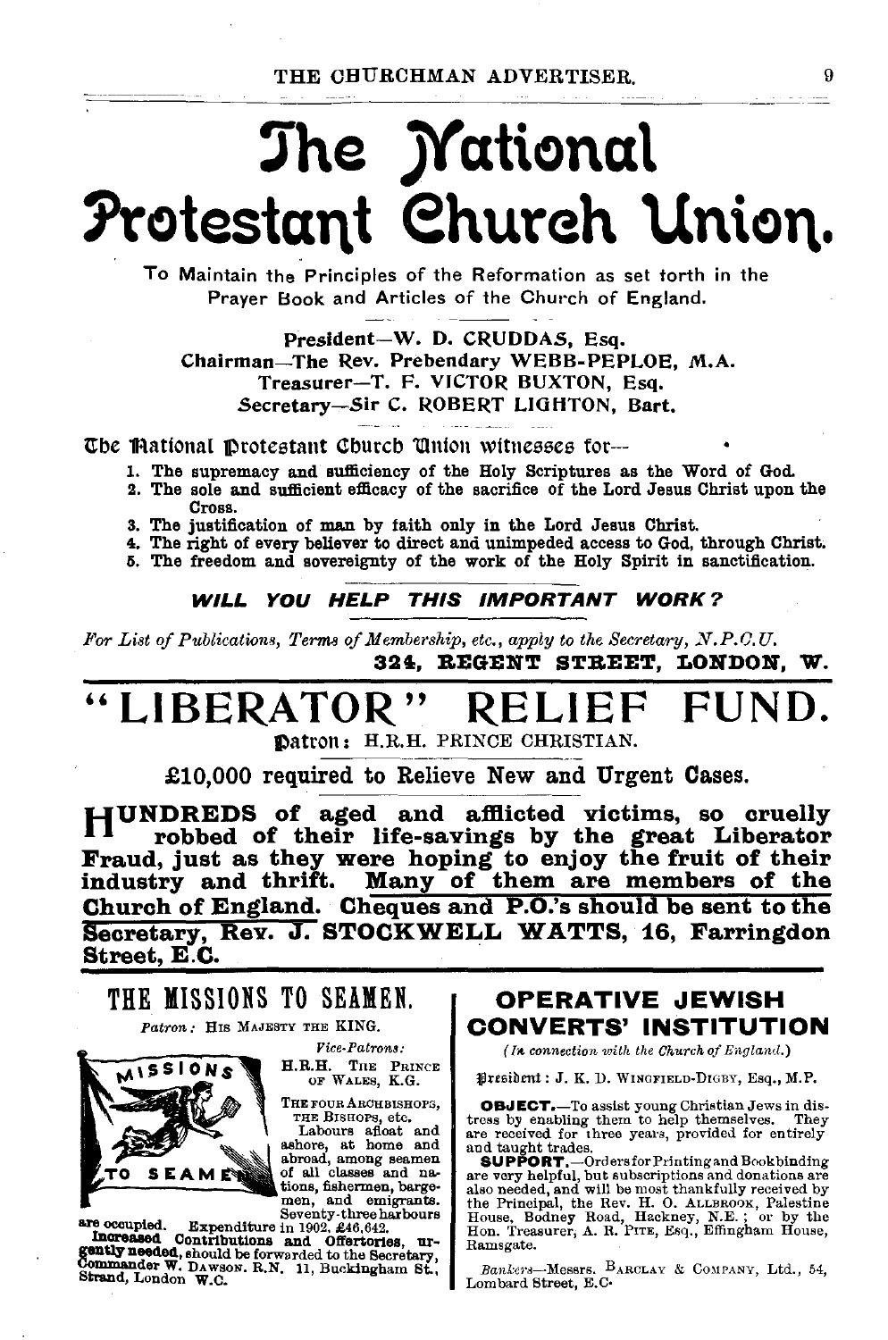# The National Protestant Church Union.

To Maintain the Principles of the Reformation as set forth in the Prayer Book and Articles of the Church of England.

President—W. D. CRUDDAS, Esq.
Chairman—The Rev. Prebendary WEBB-PEPLOE, M.A.
Treasurer—T. F. VICTOR BUXTON, Esq.
Secretary—Sir C. ROBERT LIGHTON, Bart.

The National Protestant Church Union witnesses for—

1. The supremacy and sufficiency of the Holy Scriptures as the Word of God.
2. The sole and sufficient efficacy of the sacrifice of the Lord Jesus Christ upon the Cross.
3. The justification of man by faith only in the Lord Jesus Christ.
4. The right of every believer to direct and unimpeded access to God, through Christ.
5. The freedom and sovereignty of the work of the Holy Spirit in sanctification.

***WILL YOU HELP THIS IMPORTANT WORK?***

*For List of Publications, Terms of Membership, etc., apply to the Secretary, N.P.C.U.*

**324, REGENT STREET, LONDON, W.**

# "LIBERATOR" RELIEF FUND.

Patron: H.R.H. PRINCE CHRISTIAN.

**£10,000 required to Relieve New and Urgent Cases.**

**HUNDREDS of aged and afflicted victims, so cruelly robbed of their life-savings by the great Liberator Fraud, just as they were hoping to enjoy the fruit of their industry and thrift. Many of them are members of the Church of England. Cheques and P.O.'s should be sent to the Secretary, Rev. J. STOCKWELL WATTS, 16, Farringdon Street, E.C.**

## THE MISSIONS TO SEAMEN.

*Patron:* HIS MAJESTY THE KING.

*Vice-Patrons:*
H.R.H. THE PRINCE OF WALES, K.G.
THE FOUR ARCHBISHOPS, THE BISHOPS, etc.

MISSIONS TO SEAMEN

Labours afloat and ashore, at home and abroad, among seamen of all classes and nations, fishermen, bargemen, and emigrants. Seventy-three harbours are occupied. Expenditure in 1902, £46,642.

**Increased Contributions and Offertories, urgently needed,** should be forwarded to the Secretary, Commander W. DAWSON, R.N. 11, Buckingham St., Strand, London W.C.

## OPERATIVE JEWISH CONVERTS' INSTITUTION

*(In connection with the Church of England.)*

President: J. K. D. WINGFIELD-DIGBY, Esq., M.P.

**OBJECT.**—To assist young Christian Jews in distress by enabling them to help themselves. They are received for three years, provided for entirely and taught trades.

**SUPPORT.**—Orders for Printing and Bookbinding are very helpful, but subscriptions and donations are also needed, and will be most thankfully received by the Principal, the Rev. H. O. ALLBROOK, Palestine House, Bodney Road, Hackney, N.E.; or by the Hon. Treasurer, A. R. PITE, Esq., Effingham House, Ramsgate.

*Bankers*—Messrs. BARCLAY & COMPANY, Ltd., 54, Lombard Street, E.C.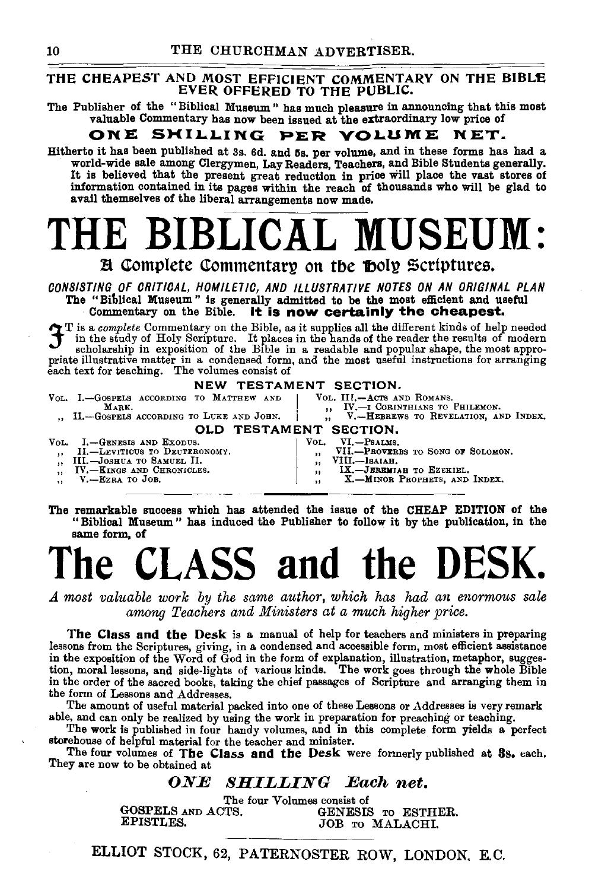## THE CHEAPEST AND MOST EFFICIENT COMMENTARY ON THE BIBLE EVER OFFERED TO THE PUBLIC.

The Publisher of the "Biblical Museum" has much pleasure in announcing that this most valuable Commentary has now been issued at the extraordinary low price of

**ONE SHILLING PER VOLUME NET.**

Hitherto it has been published at 3s. 6d. and 5s. per volume, and in these forms has had a world-wide sale among Clergymen, Lay Readers, Teachers, and Bible Students generally. It is believed that the present great reduction in price will place the vast stores of information contained in its pages within the reach of thousands who will be glad to avail themselves of the liberal arrangements now made.

# THE BIBLICAL MUSEUM:

### A Complete Commentary on the Holy Scriptures.

*CONSISTING OF CRITICAL, HOMILETIC, AND ILLUSTRATIVE NOTES ON AN ORIGINAL PLAN*

The "Biblical Museum" is generally admitted to be the most efficient and useful Commentary on the Bible. **It is now certainly the cheapest.**

IT is a *complete* Commentary on the Bible, as it supplies all the different kinds of help needed in the study of Holy Scripture. It places in the hands of the reader the results of modern scholarship in exposition of the Bible in a readable and popular shape, the most appropriate illustrative matter in a condensed form, and the most useful instructions for arranging each text for teaching. The volumes consist of

**NEW TESTAMENT SECTION.**

VOL. I.—GOSPELS ACCORDING TO MATTHEW AND MARK.
,, II.—GOSPELS ACCORDING TO LUKE AND JOHN.
VOL. III.—ACTS AND ROMANS.
,, IV.—I CORINTHIANS TO PHILEMON.
,, V.—HEBREWS TO REVELATION, AND INDEX.

**OLD TESTAMENT SECTION.**

VOL. I.—GENESIS AND EXODUS.
,, II.—LEVITICUS TO DEUTERONOMY.
,, III.—JOSHUA TO SAMUEL II.
,, IV.—KINGS AND CHRONICLES.
,, V.—EZRA TO JOB.
VOL. VI.—PSALMS.
,, VII.—PROVERBS TO SONG OF SOLOMON.
,, VIII.—ISAIAH.
,, IX.—JEREMIAH TO EZEKIEL.
,, X.—MINOR PROPHETS, AND INDEX.

---

**The remarkable success which has attended the issue of the CHEAP EDITION of the "Biblical Museum" has induced the Publisher to follow it by the publication, in the same form, of**

# The CLASS and the DESK.

*A most valuable work by the same author, which has had an enormous sale among Teachers and Ministers at a much higher price.*

**The Class and the Desk** is a manual of help for teachers and ministers in preparing lessons from the Scriptures, giving, in a condensed and accessible form, most efficient assistance in the exposition of the Word of God in the form of explanation, illustration, metaphor, suggestion, moral lessons, and side-lights of various kinds. The work goes through the whole Bible in the order of the sacred books, taking the chief passages of Scripture and arranging them in the form of Lessons and Addresses.

The amount of useful material packed into one of these Lessons or Addresses is very remarkable, and can only be realized by using the work in preparation for preaching or teaching.

The work is published in four handy volumes, and in this complete form yields a perfect storehouse of helpful material for the teacher and minister.

The four volumes of **The Class and the Desk** were formerly published at 3s. each. They are now to be obtained at

***ONE SHILLING Each net.***

The four Volumes consist of

GOSPELS AND ACTS. GENESIS TO ESTHER.
EPISTLES. JOB TO MALACHI.

---

ELLIOT STOCK, 62, PATERNOSTER ROW, LONDON, E.C.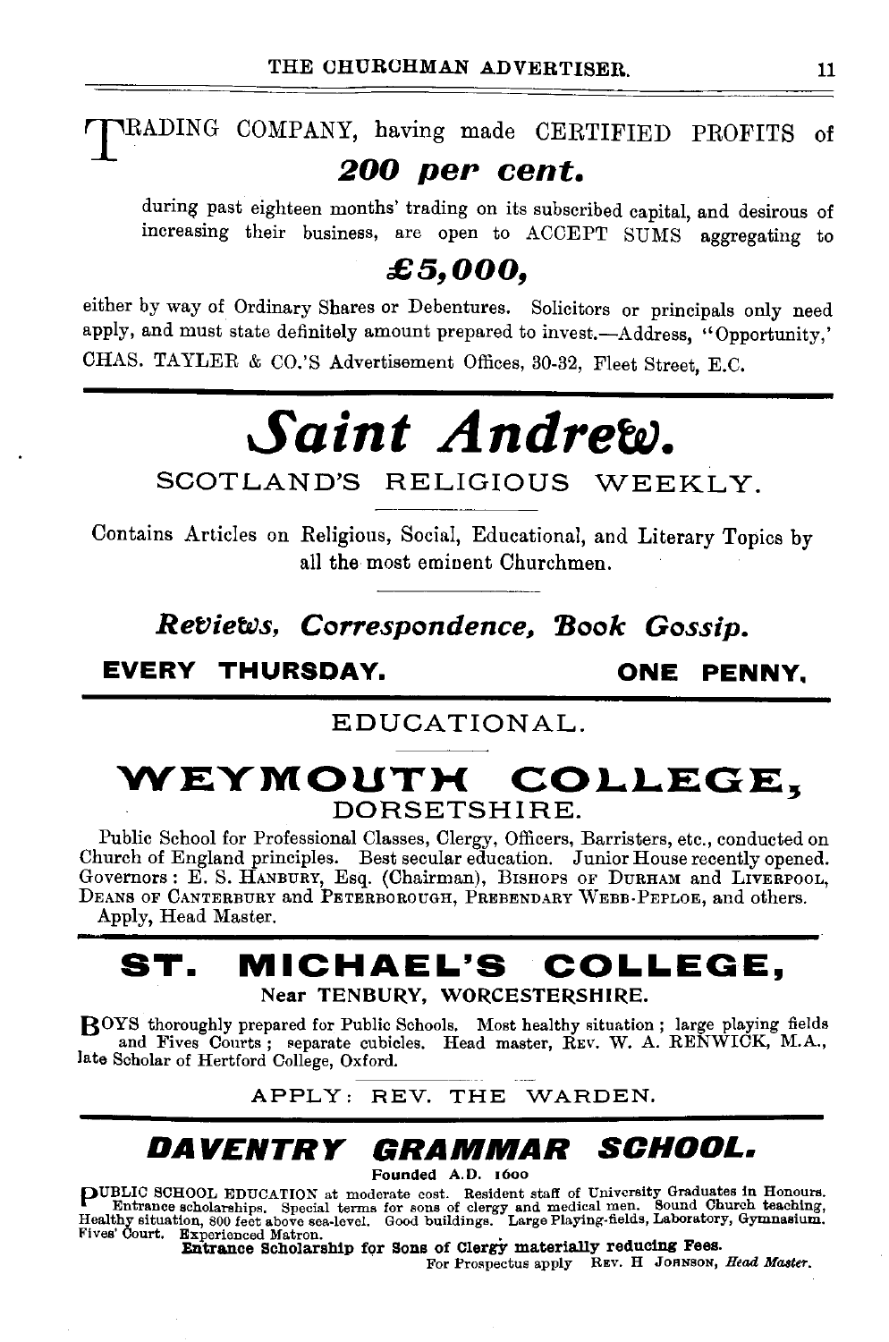TRADING COMPANY, having made CERTIFIED PROFITS of

**200 per cent.**

during past eighteen months' trading on its subscribed capital, and desirous of increasing their business, are open to ACCEPT SUMS aggregating to

**£5,000,**

either by way of Ordinary Shares or Debentures. Solicitors or principals only need apply, and must state definitely amount prepared to invest.—Address, "Opportunity,' CHAS. TAYLER & CO.'S Advertisement Offices, 30-32, Fleet Street, E.C.

---

# *Saint Andrew.*

## SCOTLAND'S RELIGIOUS WEEKLY.

Contains Articles on Religious, Social, Educational, and Literary Topics by all the most eminent Churchmen.

***Reviews, Correspondence, Book Gossip.***

**EVERY THURSDAY.** **ONE PENNY.**

---

EDUCATIONAL.

## WEYMOUTH COLLEGE, DORSETSHIRE.

Public School for Professional Classes, Clergy, Officers, Barristers, etc., conducted on Church of England principles. Best secular education. Junior House recently opened. Governors: E. S. HANBURY, Esq. (Chairman), BISHOPS OF DURHAM and LIVERPOOL, DEANS OF CANTERBURY and PETERBOROUGH, PREBENDARY WEBB-PEPLOE, and others.
Apply, Head Master.

---

## ST. MICHAEL'S COLLEGE,

**Near TENBURY, WORCESTERSHIRE.**

BOYS thoroughly prepared for Public Schools. Most healthy situation; large playing fields and Fives Courts; separate cubicles. Head master, REV. W. A. RENWICK, M.A., late Scholar of Hertford College, Oxford.

APPLY: REV. THE WARDEN.

---

## *DAVENTRY GRAMMAR SCHOOL.*

**Founded A.D. 1600**

PUBLIC SCHOOL EDUCATION at moderate cost. Resident staff of University Graduates in Honours. Entrance scholarships. Special terms for sons of clergy and medical men. Sound Church teaching, Healthy situation, 800 feet above sea-level. Good buildings. Large Playing-fields, Laboratory, Gymnasium. Fives' Court. Experienced Matron.

**Entrance Scholarship for Sons of Clergy materially reducing Fees.**

For Prospectus apply REV. H JOHNSON, *Head Master.*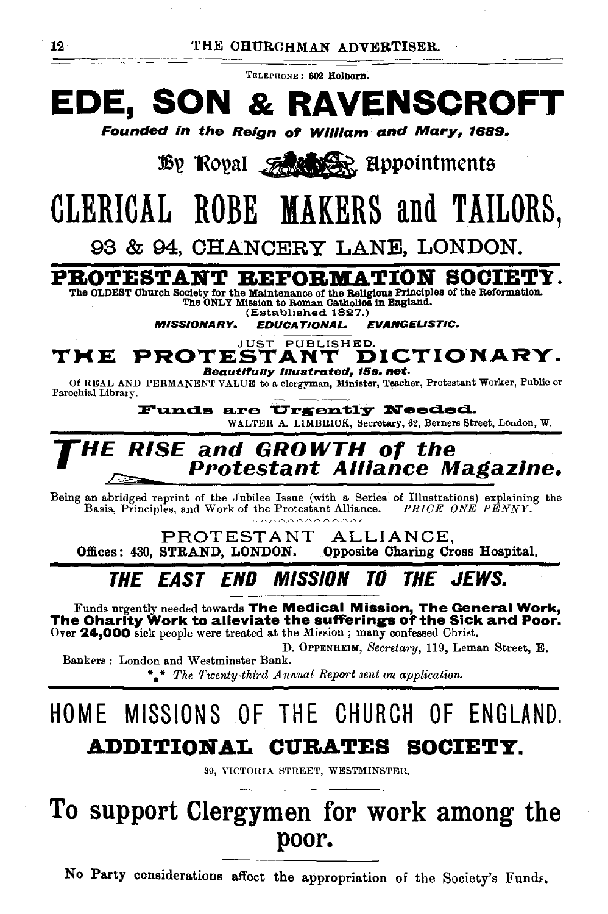TELEPHONE: 602 Holborn.

# EDE, SON & RAVENSCROFT

***Founded in the Reign of William and Mary, 1689.***

By Royal Appointments

# CLERICAL ROBE MAKERS and TAILORS,

## 93 & 94, CHANCERY LANE, LONDON.

---

# PROTESTANT REFORMATION SOCIETY.

**The OLDEST Church Society for the Maintenance of the Religious Principles of the Reformation.**
**The ONLY Mission to Roman Catholics in England.**
(Established 1827.)

***MISSIONARY. EDUCATIONAL. EVANGELISTIC.***

JUST PUBLISHED.

## THE PROTESTANT DICTIONARY.

***Beautifully Illustrated, 15s. net.***

Of REAL AND PERMANENT VALUE to a clergyman, Minister, Teacher, Protestant Worker, Public or Parochial Library.

**Funds are Urgently Needed.**

WALTER A. LIMBRICK, Secretary, 62, Berners Street, London, W.

---

# *THE RISE and GROWTH of the Protestant Alliance Magazine.*

Being an abridged reprint of the Jubilee Issue (with a Series of Illustrations) explaining the Basis, Principles, and Work of the Protestant Alliance. *PRICE ONE PENNY.*

PROTESTANT ALLIANCE,
**Offices: 430, STRAND, LONDON. Opposite Charing Cross Hospital.**

---

# *THE EAST END MISSION TO THE JEWS.*

Funds urgently needed towards **The Medical Mission, The General Work, The Charity Work to alleviate the sufferings of the Sick and Poor.** Over **24,000** sick people were treated at the Mission; many confessed Christ.

D. OPPENHEIM, *Secretary*, 119, Leman Street, E.

Bankers: London and Westminster Bank.

*** *The Twenty-third Annual Report sent on application.*

---

# HOME MISSIONS OF THE CHURCH OF ENGLAND.

## ADDITIONAL CURATES SOCIETY.

39, VICTORIA STREET, WESTMINSTER.

# To support Clergymen for work among the poor.

No Party considerations affect the appropriation of the Society's Funds.